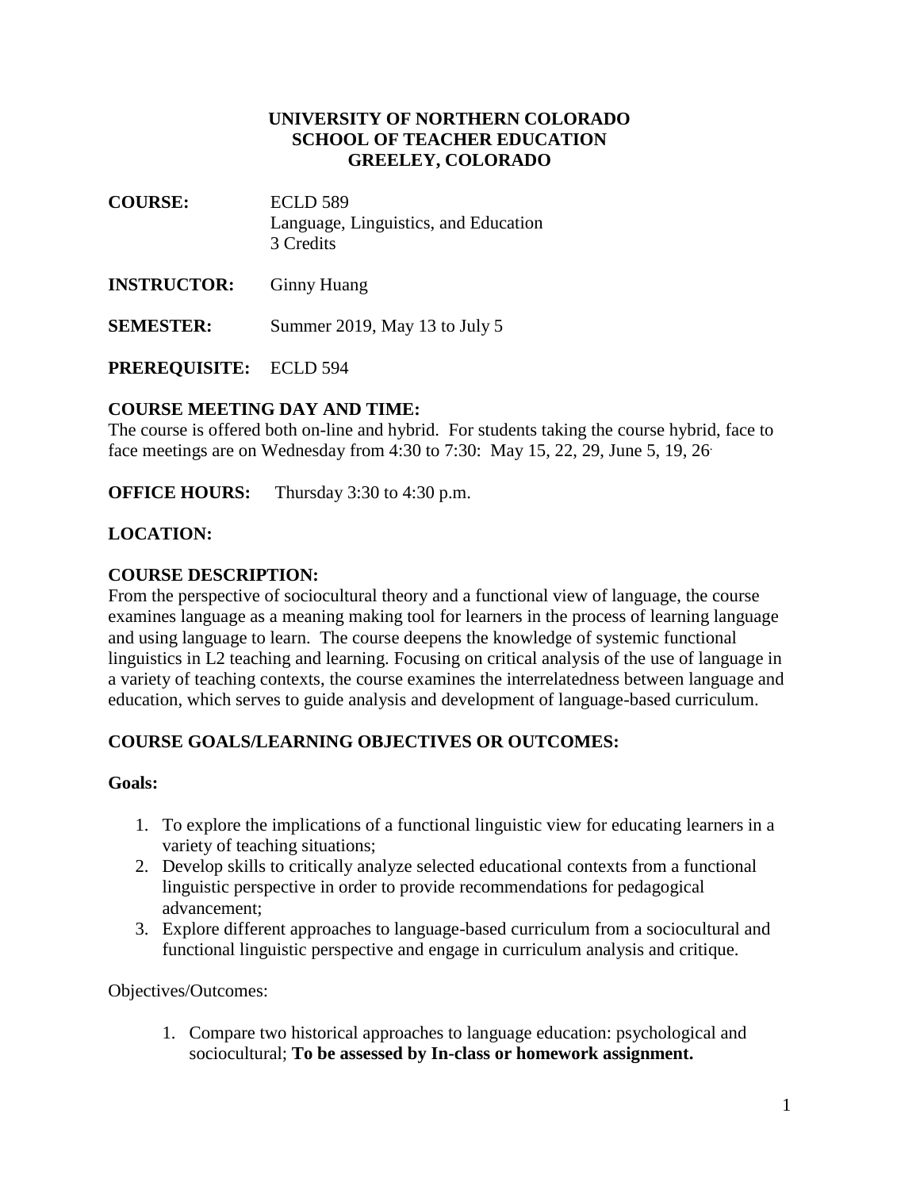**UNIVERSITY OF NORTHERN COLORADO**
**SCHOOL OF TEACHER EDUCATION**
**GREELEY, COLORADO**

**COURSE:** ECLD 589
Language, Linguistics, and Education
3 Credits

**INSTRUCTOR:** Ginny Huang

**SEMESTER:** Summer 2019, May 13 to July 5

**PREREQUISITE:** ECLD 594

**COURSE MEETING DAY AND TIME:**
The course is offered both on-line and hybrid. For students taking the course hybrid, face to face meetings are on Wednesday from 4:30 to 7:30: May 15, 22, 29, June 5, 19, 26.

**OFFICE HOURS:** Thursday 3:30 to 4:30 p.m.

**LOCATION:**

**COURSE DESCRIPTION:**
From the perspective of sociocultural theory and a functional view of language, the course examines language as a meaning making tool for learners in the process of learning language and using language to learn. The course deepens the knowledge of systemic functional linguistics in L2 teaching and learning. Focusing on critical analysis of the use of language in a variety of teaching contexts, the course examines the interrelatedness between language and education, which serves to guide analysis and development of language-based curriculum.

**COURSE GOALS/LEARNING OBJECTIVES OR OUTCOMES:**

**Goals:**

1. To explore the implications of a functional linguistic view for educating learners in a variety of teaching situations;
2. Develop skills to critically analyze selected educational contexts from a functional linguistic perspective in order to provide recommendations for pedagogical advancement;
3. Explore different approaches to language-based curriculum from a sociocultural and functional linguistic perspective and engage in curriculum analysis and critique.

Objectives/Outcomes:

1. Compare two historical approaches to language education: psychological and sociocultural; **To be assessed by In-class or homework assignment.**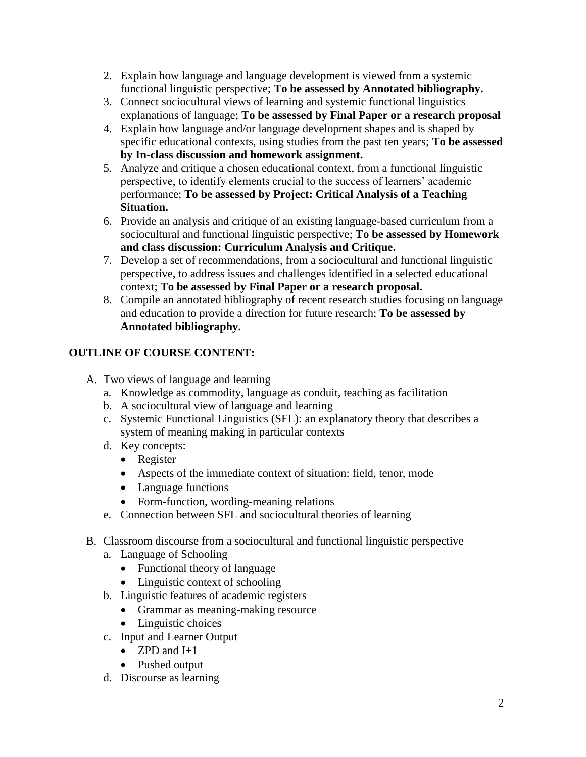2. Explain how language and language development is viewed from a systemic functional linguistic perspective; **To be assessed by Annotated bibliography.**
3. Connect sociocultural views of learning and systemic functional linguistics explanations of language; **To be assessed by Final Paper or a research proposal**
4. Explain how language and/or language development shapes and is shaped by specific educational contexts, using studies from the past ten years; **To be assessed by In-class discussion and homework assignment.**
5. Analyze and critique a chosen educational context, from a functional linguistic perspective, to identify elements crucial to the success of learners' academic performance; **To be assessed by Project: Critical Analysis of a Teaching Situation.**
6. Provide an analysis and critique of an existing language-based curriculum from a sociocultural and functional linguistic perspective; **To be assessed by Homework and class discussion: Curriculum Analysis and Critique.**
7. Develop a set of recommendations, from a sociocultural and functional linguistic perspective, to address issues and challenges identified in a selected educational context; **To be assessed by Final Paper or a research proposal.**
8. Compile an annotated bibliography of recent research studies focusing on language and education to provide a direction for future research; **To be assessed by Annotated bibliography.**

**OUTLINE OF COURSE CONTENT:**

A. Two views of language and learning
   a. Knowledge as commodity, language as conduit, teaching as facilitation
   b. A sociocultural view of language and learning
   c. Systemic Functional Linguistics (SFL): an explanatory theory that describes a system of meaning making in particular contexts
   d. Key concepts:
      - Register
      - Aspects of the immediate context of situation: field, tenor, mode
      - Language functions
      - Form-function, wording-meaning relations
   e. Connection between SFL and sociocultural theories of learning

B. Classroom discourse from a sociocultural and functional linguistic perspective
   a. Language of Schooling
      - Functional theory of language
      - Linguistic context of schooling
   b. Linguistic features of academic registers
      - Grammar as meaning-making resource
      - Linguistic choices
   c. Input and Learner Output
      - ZPD and I+1
      - Pushed output
   d. Discourse as learning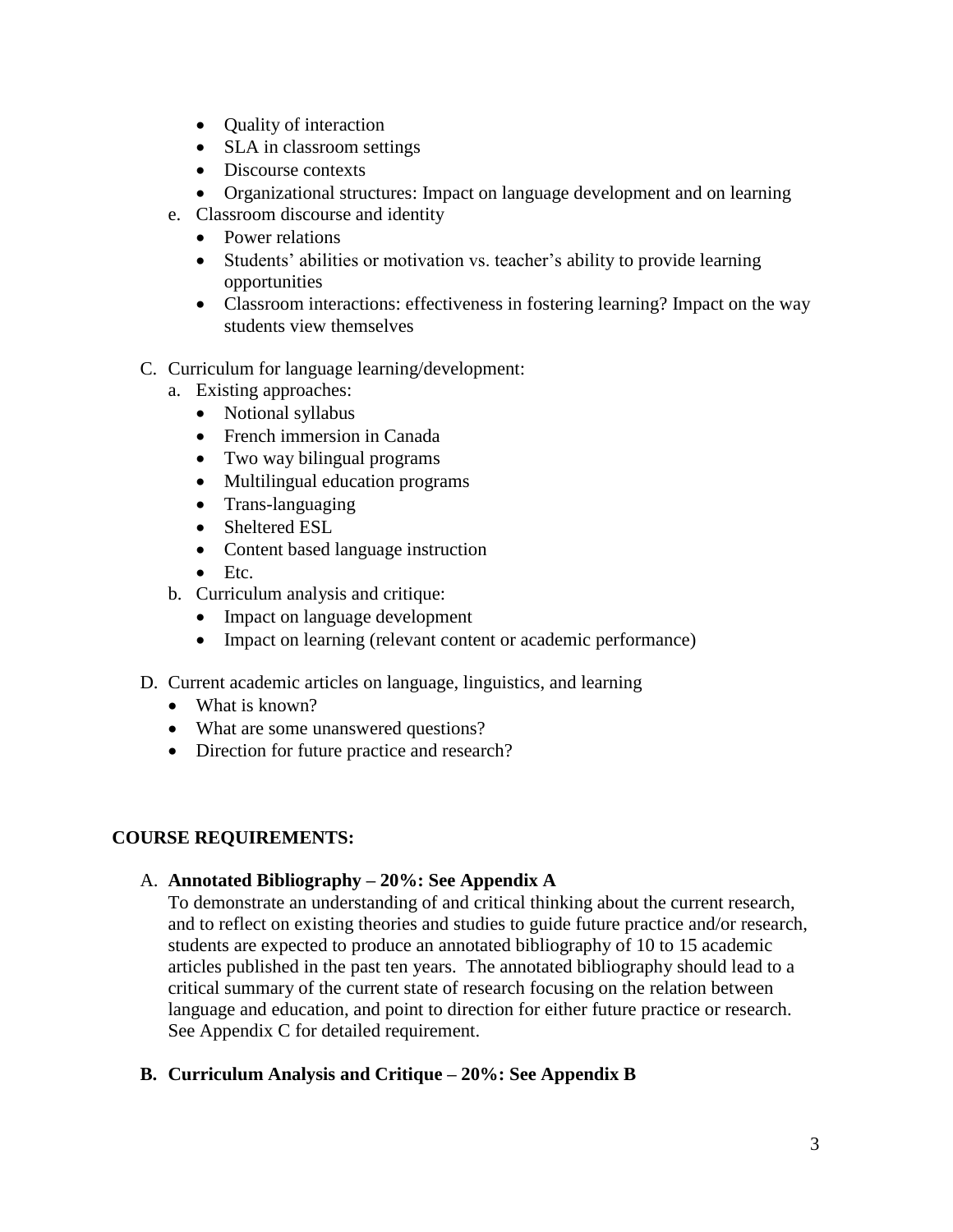- Quality of interaction
   - SLA in classroom settings
   - Discourse contexts
   - Organizational structures: Impact on language development and on learning
e. Classroom discourse and identity
   - Power relations
   - Students' abilities or motivation vs. teacher's ability to provide learning opportunities
   - Classroom interactions: effectiveness in fostering learning? Impact on the way students view themselves

C. Curriculum for language learning/development:
   a. Existing approaches:
      - Notional syllabus
      - French immersion in Canada
      - Two way bilingual programs
      - Multilingual education programs
      - Trans-languaging
      - Sheltered ESL
      - Content based language instruction
      - Etc.
   b. Curriculum analysis and critique:
      - Impact on language development
      - Impact on learning (relevant content or academic performance)

D. Current academic articles on language, linguistics, and learning
   - What is known?
   - What are some unanswered questions?
   - Direction for future practice and research?

## COURSE REQUIREMENTS:

A. **Annotated Bibliography – 20%: See Appendix A**
   To demonstrate an understanding of and critical thinking about the current research, and to reflect on existing theories and studies to guide future practice and/or research, students are expected to produce an annotated bibliography of 10 to 15 academic articles published in the past ten years. The annotated bibliography should lead to a critical summary of the current state of research focusing on the relation between language and education, and point to direction for either future practice or research. See Appendix C for detailed requirement.

**B. Curriculum Analysis and Critique – 20%: See Appendix B**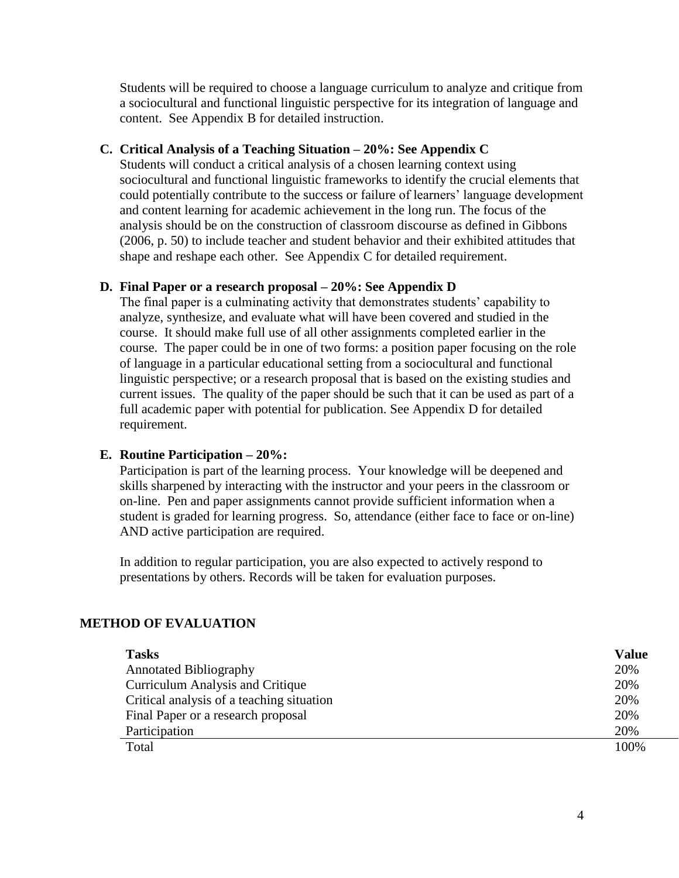Students will be required to choose a language curriculum to analyze and critique from a sociocultural and functional linguistic perspective for its integration of language and content. See Appendix B for detailed instruction.

**C. Critical Analysis of a Teaching Situation – 20%: See Appendix C**

Students will conduct a critical analysis of a chosen learning context using sociocultural and functional linguistic frameworks to identify the crucial elements that could potentially contribute to the success or failure of learners' language development and content learning for academic achievement in the long run. The focus of the analysis should be on the construction of classroom discourse as defined in Gibbons (2006, p. 50) to include teacher and student behavior and their exhibited attitudes that shape and reshape each other. See Appendix C for detailed requirement.

**D. Final Paper or a research proposal – 20%: See Appendix D**

The final paper is a culminating activity that demonstrates students' capability to analyze, synthesize, and evaluate what will have been covered and studied in the course. It should make full use of all other assignments completed earlier in the course. The paper could be in one of two forms: a position paper focusing on the role of language in a particular educational setting from a sociocultural and functional linguistic perspective; or a research proposal that is based on the existing studies and current issues. The quality of the paper should be such that it can be used as part of a full academic paper with potential for publication. See Appendix D for detailed requirement.

**E. Routine Participation – 20%:**

Participation is part of the learning process. Your knowledge will be deepened and skills sharpened by interacting with the instructor and your peers in the classroom or on-line. Pen and paper assignments cannot provide sufficient information when a student is graded for learning progress. So, attendance (either face to face or on-line) AND active participation are required.

In addition to regular participation, you are also expected to actively respond to presentations by others. Records will be taken for evaluation purposes.

## METHOD OF EVALUATION

| **Tasks** | **Value** |
|---|---|
| Annotated Bibliography | 20% |
| Curriculum Analysis and Critique | 20% |
| Critical analysis of a teaching situation | 20% |
| Final Paper or a research proposal | 20% |
| Participation | 20% |
| Total | 100% |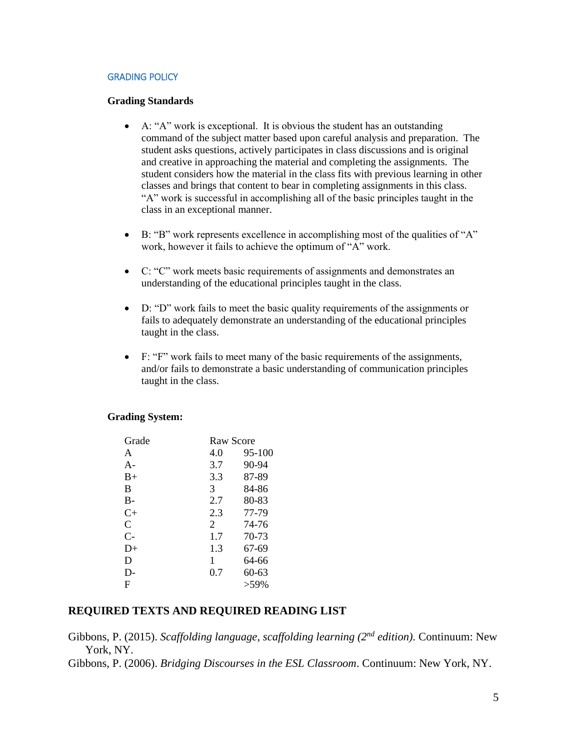## GRADING POLICY

**Grading Standards**

- A: "A" work is exceptional. It is obvious the student has an outstanding command of the subject matter based upon careful analysis and preparation. The student asks questions, actively participates in class discussions and is original and creative in approaching the material and completing the assignments. The student considers how the material in the class fits with previous learning in other classes and brings that content to bear in completing assignments in this class. "A" work is successful in accomplishing all of the basic principles taught in the class in an exceptional manner.

- B: "B" work represents excellence in accomplishing most of the qualities of "A" work, however it fails to achieve the optimum of "A" work.

- C: "C" work meets basic requirements of assignments and demonstrates an understanding of the educational principles taught in the class.

- D: "D" work fails to meet the basic quality requirements of the assignments or fails to adequately demonstrate an understanding of the educational principles taught in the class.

- F: "F" work fails to meet many of the basic requirements of the assignments, and/or fails to demonstrate a basic understanding of communication principles taught in the class.

**Grading System:**

| Grade | Raw Score | |
|---|---|---|
| A | 4.0 | 95-100 |
| A- | 3.7 | 90-94 |
| B+ | 3.3 | 87-89 |
| B | 3 | 84-86 |
| B- | 2.7 | 80-83 |
| C+ | 2.3 | 77-79 |
| C | 2 | 74-76 |
| C- | 1.7 | 70-73 |
| D+ | 1.3 | 67-69 |
| D | 1 | 64-66 |
| D- | 0.7 | 60-63 |
| F | | >59% |

## REQUIRED TEXTS AND REQUIRED READING LIST

Gibbons, P. (2015). *Scaffolding language, scaffolding learning (2nd edition).* Continuum: New York, NY.

Gibbons, P. (2006). *Bridging Discourses in the ESL Classroom*. Continuum: New York, NY.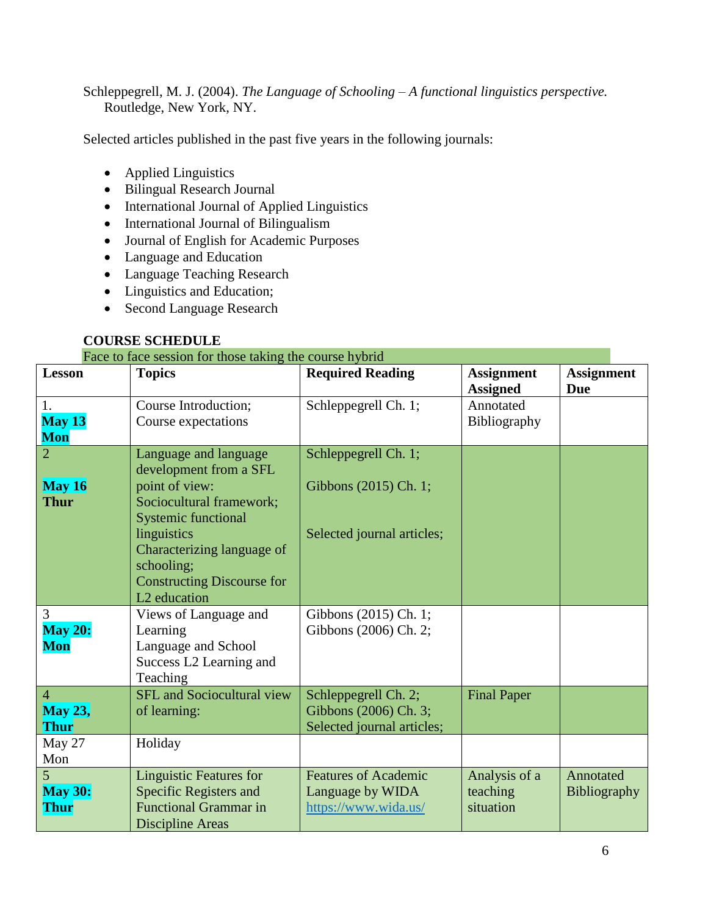Schleppegrell, M. J. (2004). *The Language of Schooling – A functional linguistics perspective.* Routledge, New York, NY.

Selected articles published in the past five years in the following journals:

- Applied Linguistics
- Bilingual Research Journal
- International Journal of Applied Linguistics
- International Journal of Bilingualism
- Journal of English for Academic Purposes
- Language and Education
- Language Teaching Research
- Linguistics and Education;
- Second Language Research

**COURSE SCHEDULE**

Face to face session for those taking the course hybrid

| Lesson | Topics | Required Reading | Assignment Assigned | Assignment Due |
|---|---|---|---|---|
| 1. **May 13 Mon** | Course Introduction; Course expectations | Schleppegrell Ch. 1; | Annotated Bibliography | |
| 2 **May 16 Thur** | Language and language development from a SFL point of view: Sociocultural framework; Systemic functional linguistics Characterizing language of schooling; Constructing Discourse for L2 education | Schleppegrell Ch. 1; Gibbons (2015) Ch. 1; Selected journal articles; | | |
| 3 **May 20: Mon** | Views of Language and Learning Language and School Success L2 Learning and Teaching | Gibbons (2015) Ch. 1; Gibbons (2006) Ch. 2; | | |
| 4 **May 23, Thur** | SFL and Sociocultural view of learning: | Schleppegrell Ch. 2; Gibbons (2006) Ch. 3; Selected journal articles; | Final Paper | |
| May 27 Mon | Holiday | | | |
| 5 **May 30: Thur** | Linguistic Features for Specific Registers and Functional Grammar in Discipline Areas | Features of Academic Language by WIDA https://www.wida.us/ | Analysis of a teaching situation | Annotated Bibliography |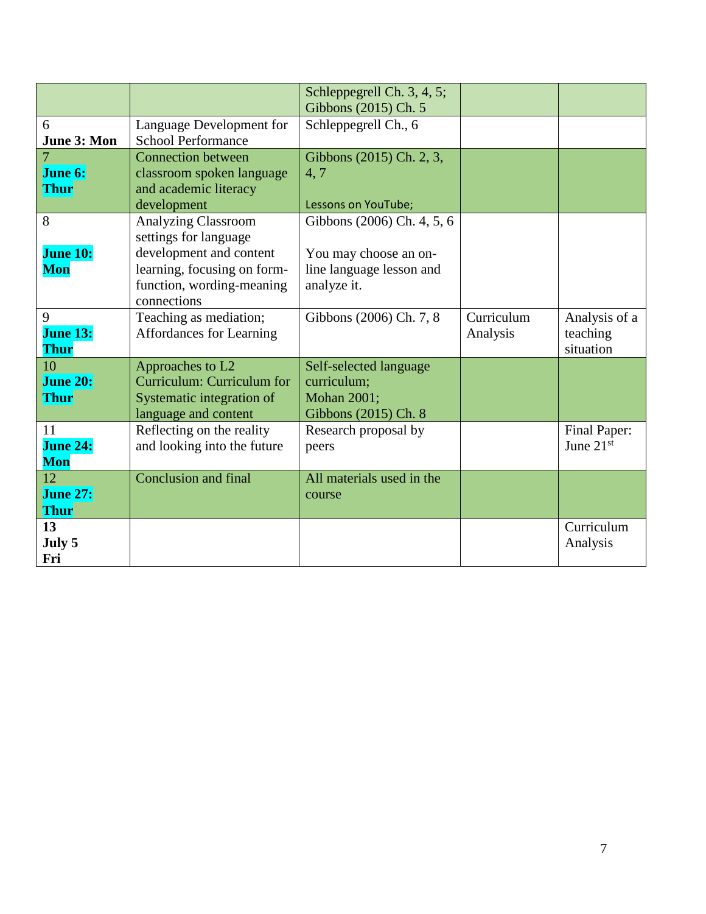| | | | | |
|---|---|---|---|---|
| | | Schleppegrell Ch. 3, 4, 5; Gibbons (2015) Ch. 5 | | |
| 6 **June 3: Mon** | Language Development for School Performance | Schleppegrell Ch., 6 | | |
| 7 **June 6: Thur** | Connection between classroom spoken language and academic literacy development | Gibbons (2015) Ch. 2, 3, 4, 7<br><br>Lessons on YouTube; | | |
| 8<br><br>**June 10: Mon** | Analyzing Classroom settings for language development and content learning, focusing on form-function, wording-meaning connections | Gibbons (2006) Ch. 4, 5, 6<br><br>You may choose an on-line language lesson and analyze it. | | |
| 9 **June 13: Thur** | Teaching as mediation; Affordances for Learning | Gibbons (2006) Ch. 7, 8 | Curriculum Analysis | Analysis of a teaching situation |
| 10 **June 20: Thur** | Approaches to L2 Curriculum: Curriculum for Systematic integration of language and content | Self-selected language curriculum; Mohan 2001; Gibbons (2015) Ch. 8 | | |
| 11 **June 24: Mon** | Reflecting on the reality and looking into the future | Research proposal by peers | | Final Paper: June 21st |
| 12 **June 27: Thur** | Conclusion and final | All materials used in the course | | |
| **13 July 5 Fri** | | | | Curriculum Analysis |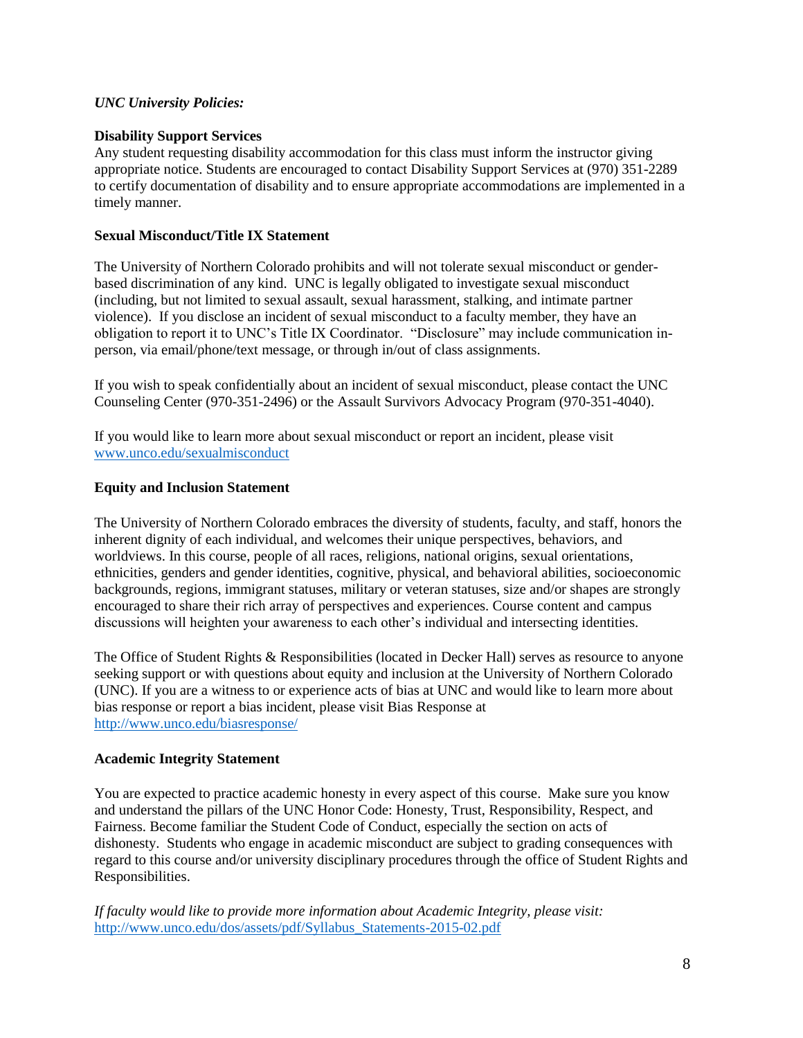*UNC University Policies:*

**Disability Support Services**

Any student requesting disability accommodation for this class must inform the instructor giving appropriate notice. Students are encouraged to contact Disability Support Services at (970) 351-2289 to certify documentation of disability and to ensure appropriate accommodations are implemented in a timely manner.

**Sexual Misconduct/Title IX Statement**

The University of Northern Colorado prohibits and will not tolerate sexual misconduct or gender-based discrimination of any kind. UNC is legally obligated to investigate sexual misconduct (including, but not limited to sexual assault, sexual harassment, stalking, and intimate partner violence). If you disclose an incident of sexual misconduct to a faculty member, they have an obligation to report it to UNC's Title IX Coordinator. "Disclosure" may include communication in-person, via email/phone/text message, or through in/out of class assignments.

If you wish to speak confidentially about an incident of sexual misconduct, please contact the UNC Counseling Center (970-351-2496) or the Assault Survivors Advocacy Program (970-351-4040).

If you would like to learn more about sexual misconduct or report an incident, please visit [www.unco.edu/sexualmisconduct](www.unco.edu/sexualmisconduct)

**Equity and Inclusion Statement**

The University of Northern Colorado embraces the diversity of students, faculty, and staff, honors the inherent dignity of each individual, and welcomes their unique perspectives, behaviors, and worldviews. In this course, people of all races, religions, national origins, sexual orientations, ethnicities, genders and gender identities, cognitive, physical, and behavioral abilities, socioeconomic backgrounds, regions, immigrant statuses, military or veteran statuses, size and/or shapes are strongly encouraged to share their rich array of perspectives and experiences. Course content and campus discussions will heighten your awareness to each other's individual and intersecting identities.

The Office of Student Rights & Responsibilities (located in Decker Hall) serves as resource to anyone seeking support or with questions about equity and inclusion at the University of Northern Colorado (UNC). If you are a witness to or experience acts of bias at UNC and would like to learn more about bias response or report a bias incident, please visit Bias Response at [http://www.unco.edu/biasresponse/](http://www.unco.edu/biasresponse/)

**Academic Integrity Statement**

You are expected to practice academic honesty in every aspect of this course. Make sure you know and understand the pillars of the UNC Honor Code: Honesty, Trust, Responsibility, Respect, and Fairness. Become familiar the Student Code of Conduct, especially the section on acts of dishonesty. Students who engage in academic misconduct are subject to grading consequences with regard to this course and/or university disciplinary procedures through the office of Student Rights and Responsibilities.

*If faculty would like to provide more information about Academic Integrity, please visit:* [http://www.unco.edu/dos/assets/pdf/Syllabus_Statements-2015-02.pdf](http://www.unco.edu/dos/assets/pdf/Syllabus_Statements-2015-02.pdf)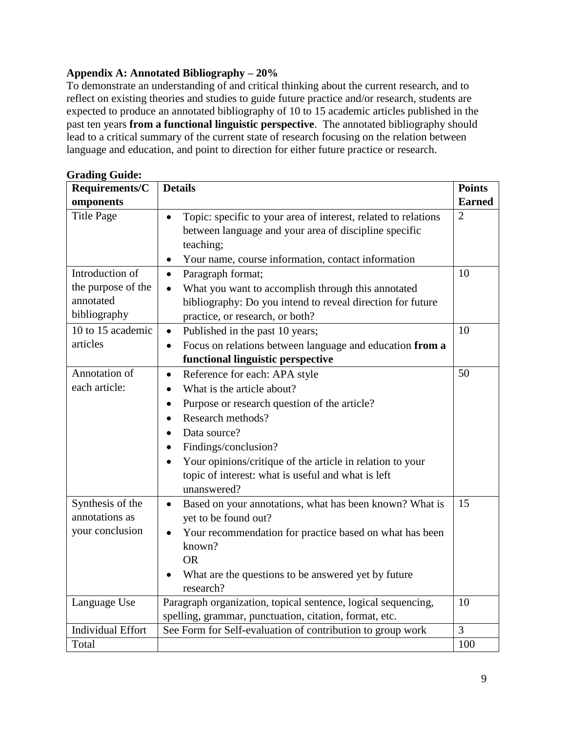**Appendix A: Annotated Bibliography – 20%**

To demonstrate an understanding of and critical thinking about the current research, and to reflect on existing theories and studies to guide future practice and/or research, students are expected to produce an annotated bibliography of 10 to 15 academic articles published in the past ten years **from a functional linguistic perspective**. The annotated bibliography should lead to a critical summary of the current state of research focusing on the relation between language and education, and point to direction for either future practice or research.

**Grading Guide:**

| Requirements/Components | Details | Points Earned |
|---|---|---|
| Title Page | • Topic: specific to your area of interest, related to relations between language and your area of discipline specific teaching; <br> • Your name, course information, contact information | 2 |
| Introduction of the purpose of the annotated bibliography | • Paragraph format; <br> • What you want to accomplish through this annotated bibliography: Do you intend to reveal direction for future practice, or research, or both? | 10 |
| 10 to 15 academic articles | • Published in the past 10 years; <br> • Focus on relations between language and education **from a functional linguistic perspective** | 10 |
| Annotation of each article: | • Reference for each: APA style <br> • What is the article about? <br> • Purpose or research question of the article? <br> • Research methods? <br> • Data source? <br> • Findings/conclusion? <br> • Your opinions/critique of the article in relation to your topic of interest: what is useful and what is left unanswered? | 50 |
| Synthesis of the annotations as your conclusion | • Based on your annotations, what has been known? What is yet to be found out? <br> • Your recommendation for practice based on what has been known? <br> OR <br> • What are the questions to be answered yet by future research? | 15 |
| Language Use | Paragraph organization, topical sentence, logical sequencing, spelling, grammar, punctuation, citation, format, etc. | 10 |
| Individual Effort | See Form for Self-evaluation of contribution to group work | 3 |
| Total | | 100 |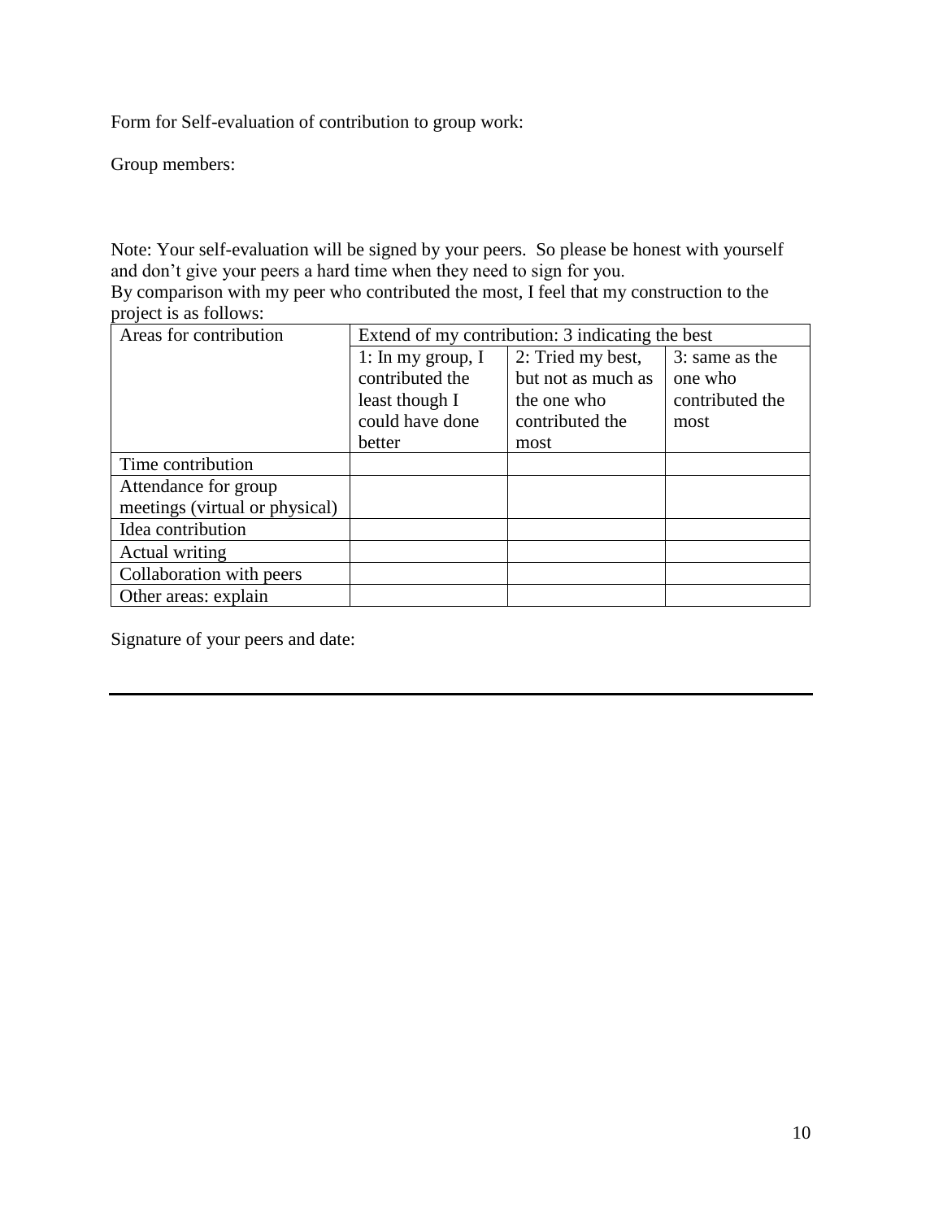Form for Self-evaluation of contribution to group work:

Group members:

Note: Your self-evaluation will be signed by your peers. So please be honest with yourself and don't give your peers a hard time when they need to sign for you.
By comparison with my peer who contributed the most, I feel that my construction to the project is as follows:

| Areas for contribution | Extend of my contribution: 3 indicating the best | | |
|---|---|---|---|
| | 1: In my group, I contributed the least though I could have done better | 2: Tried my best, but not as much as the one who contributed the most | 3: same as the one who contributed the most |
| Time contribution | | | |
| Attendance for group meetings (virtual or physical) | | | |
| Idea contribution | | | |
| Actual writing | | | |
| Collaboration with peers | | | |
| Other areas: explain | | | |

Signature of your peers and date:

---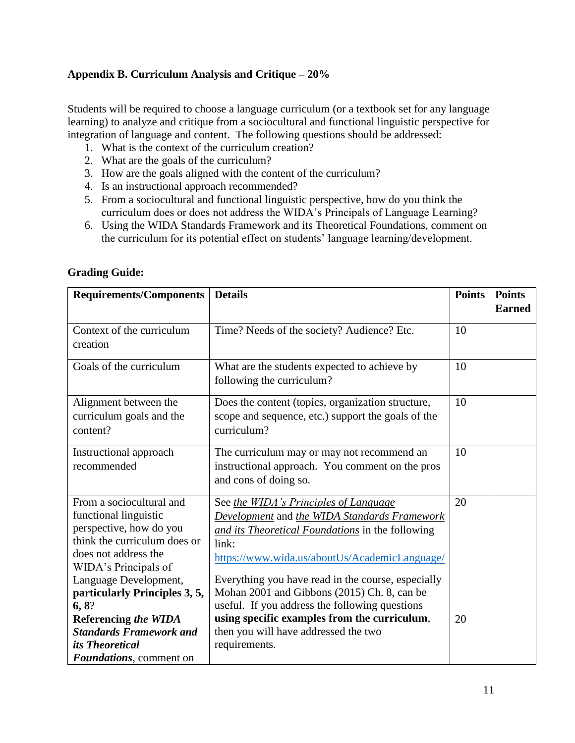**Appendix B. Curriculum Analysis and Critique – 20%**

Students will be required to choose a language curriculum (or a textbook set for any language learning) to analyze and critique from a sociocultural and functional linguistic perspective for integration of language and content. The following questions should be addressed:

1. What is the context of the curriculum creation?
2. What are the goals of the curriculum?
3. How are the goals aligned with the content of the curriculum?
4. Is an instructional approach recommended?
5. From a sociocultural and functional linguistic perspective, how do you think the curriculum does or does not address the WIDA's Principals of Language Learning?
6. Using the WIDA Standards Framework and its Theoretical Foundations, comment on the curriculum for its potential effect on students' language learning/development.

**Grading Guide:**

| **Requirements/Components** | **Details** | **Points** | **Points Earned** |
|---|---|---|---|
| Context of the curriculum creation | Time? Needs of the society? Audience? Etc. | 10 | |
| Goals of the curriculum | What are the students expected to achieve by following the curriculum? | 10 | |
| Alignment between the curriculum goals and the content? | Does the content (topics, organization structure, scope and sequence, etc.) support the goals of the curriculum? | 10 | |
| Instructional approach recommended | The curriculum may or may not recommend an instructional approach. You comment on the pros and cons of doing so. | 10 | |
| From a sociocultural and functional linguistic perspective, how do you think the curriculum does or does not address the WIDA's Principals of Language Development, **particularly Principles 3, 5, 6, 8**? | See *the WIDA's Principles of Language Development* and *the WIDA Standards Framework and its Theoretical Foundations* in the following link: https://www.wida.us/aboutUs/AcademicLanguage/ Everything you have read in the course, especially Mohan 2001 and Gibbons (2015) Ch. 8, can be useful. If you address the following questions **using specific examples from the curriculum**, then you will have addressed the two requirements. | 20 | |
| **Referencing *the WIDA Standards Framework and its Theoretical Foundations***, comment on | | 20 | |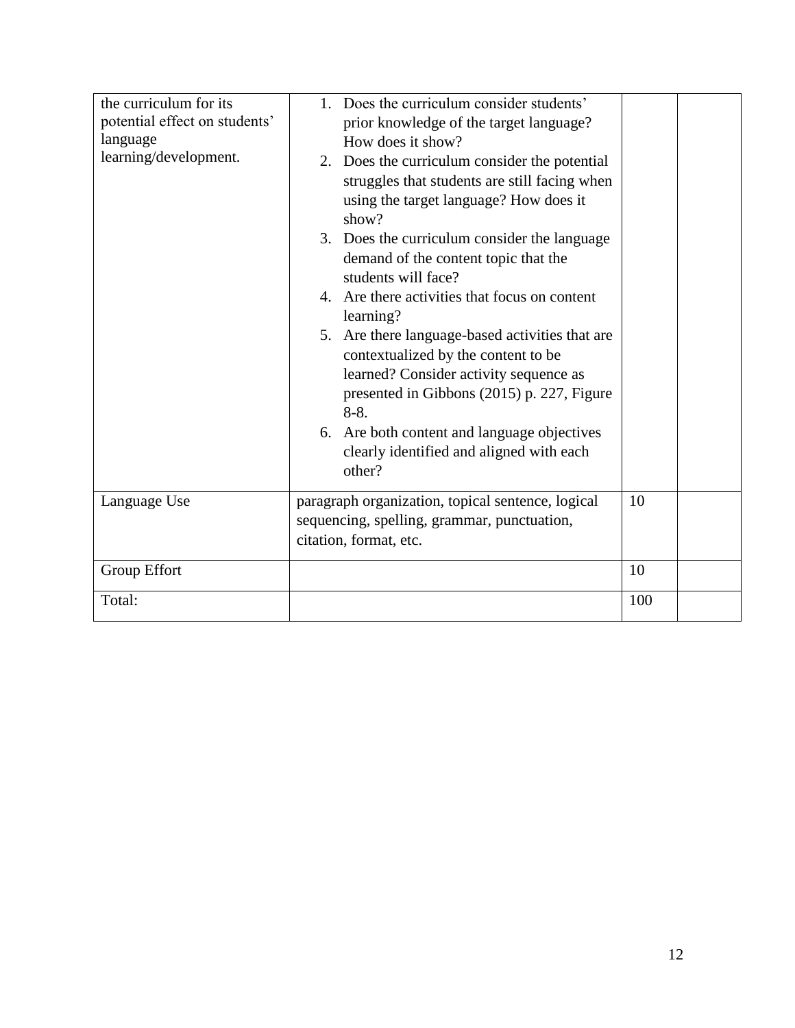| the curriculum for its potential effect on students' language learning/development. | 1. Does the curriculum consider students' prior knowledge of the target language? How does it show?<br>2. Does the curriculum consider the potential struggles that students are still facing when using the target language? How does it show?<br>3. Does the curriculum consider the language demand of the content topic that the students will face?<br>4. Are there activities that focus on content learning?<br>5. Are there language-based activities that are contextualized by the content to be learned? Consider activity sequence as presented in Gibbons (2015) p. 227, Figure 8-8.<br>6. Are both content and language objectives clearly identified and aligned with each other? | | |
|---|---|---|---|
| Language Use | paragraph organization, topical sentence, logical sequencing, spelling, grammar, punctuation, citation, format, etc. | 10 | |
| Group Effort | | 10 | |
| Total: | | 100 | |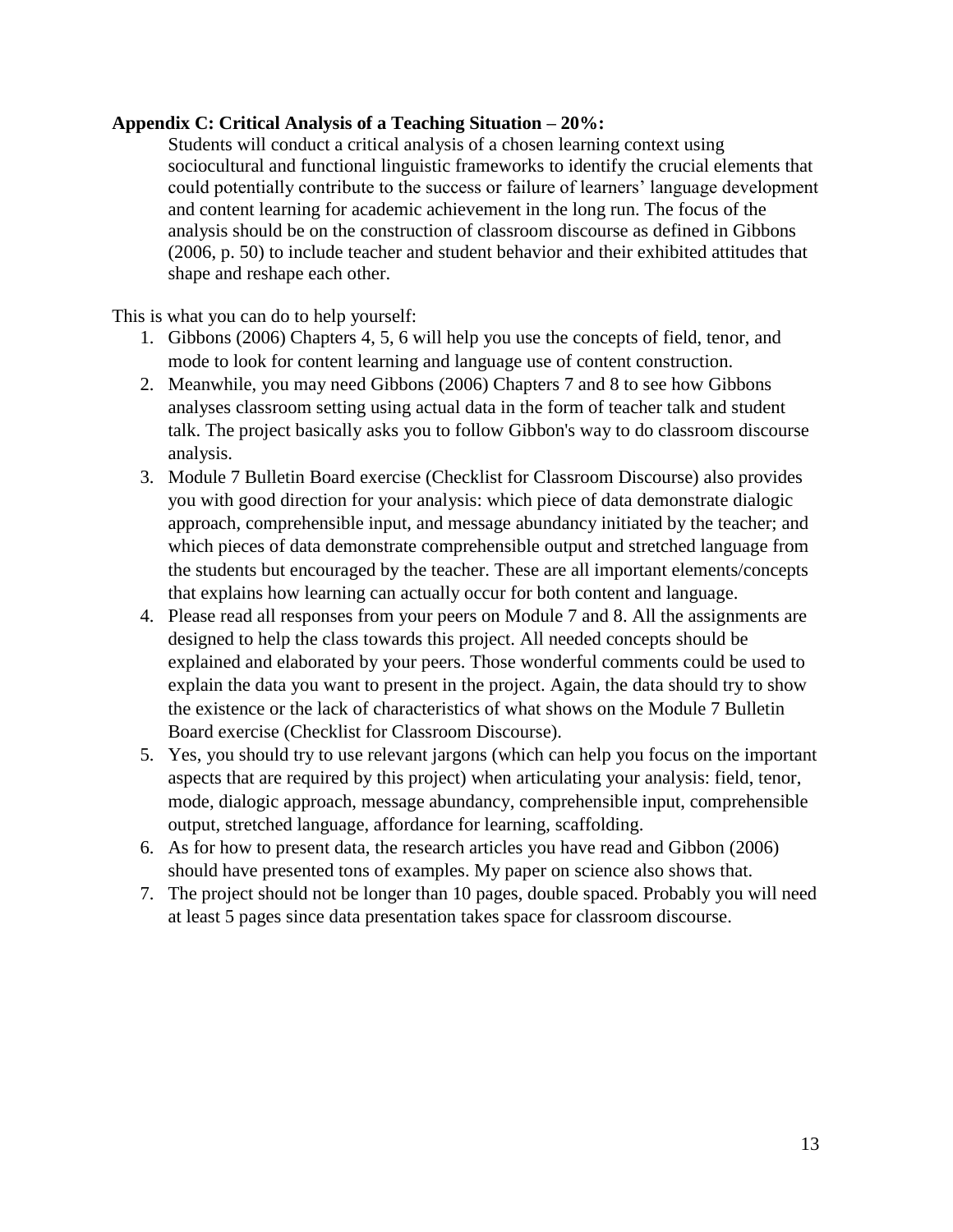**Appendix C: Critical Analysis of a Teaching Situation – 20%:**

Students will conduct a critical analysis of a chosen learning context using sociocultural and functional linguistic frameworks to identify the crucial elements that could potentially contribute to the success or failure of learners' language development and content learning for academic achievement in the long run. The focus of the analysis should be on the construction of classroom discourse as defined in Gibbons (2006, p. 50) to include teacher and student behavior and their exhibited attitudes that shape and reshape each other.

This is what you can do to help yourself:

1. Gibbons (2006) Chapters 4, 5, 6 will help you use the concepts of field, tenor, and mode to look for content learning and language use of content construction.
2. Meanwhile, you may need Gibbons (2006) Chapters 7 and 8 to see how Gibbons analyses classroom setting using actual data in the form of teacher talk and student talk. The project basically asks you to follow Gibbon's way to do classroom discourse analysis.
3. Module 7 Bulletin Board exercise (Checklist for Classroom Discourse) also provides you with good direction for your analysis: which piece of data demonstrate dialogic approach, comprehensible input, and message abundancy initiated by the teacher; and which pieces of data demonstrate comprehensible output and stretched language from the students but encouraged by the teacher. These are all important elements/concepts that explains how learning can actually occur for both content and language.
4. Please read all responses from your peers on Module 7 and 8. All the assignments are designed to help the class towards this project. All needed concepts should be explained and elaborated by your peers. Those wonderful comments could be used to explain the data you want to present in the project. Again, the data should try to show the existence or the lack of characteristics of what shows on the Module 7 Bulletin Board exercise (Checklist for Classroom Discourse).
5. Yes, you should try to use relevant jargons (which can help you focus on the important aspects that are required by this project) when articulating your analysis: field, tenor, mode, dialogic approach, message abundancy, comprehensible input, comprehensible output, stretched language, affordance for learning, scaffolding.
6. As for how to present data, the research articles you have read and Gibbon (2006) should have presented tons of examples. My paper on science also shows that.
7. The project should not be longer than 10 pages, double spaced. Probably you will need at least 5 pages since data presentation takes space for classroom discourse.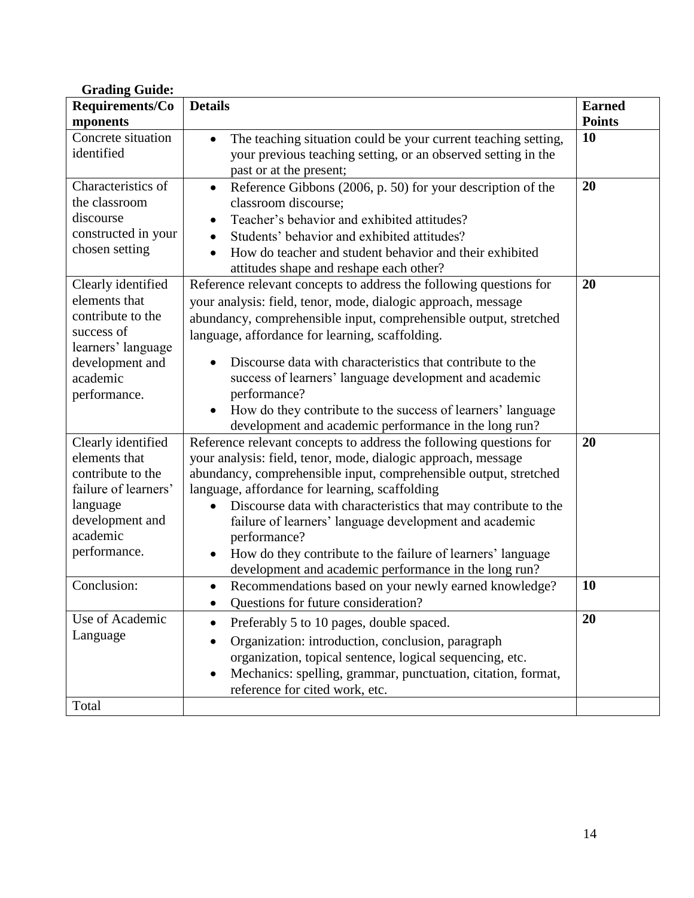**Grading Guide:**

| Requirements/Components | Details | Earned Points |
|---|---|---|
| Concrete situation identified | • The teaching situation could be your current teaching setting, your previous teaching setting, or an observed setting in the past or at the present; | **10** |
| Characteristics of the classroom discourse constructed in your chosen setting | • Reference Gibbons (2006, p. 50) for your description of the classroom discourse;<br>• Teacher's behavior and exhibited attitudes?<br>• Students' behavior and exhibited attitudes?<br>• How do teacher and student behavior and their exhibited attitudes shape and reshape each other? | **20** |
| Clearly identified elements that contribute to the success of learners' language development and academic performance. | Reference relevant concepts to address the following questions for your analysis: field, tenor, mode, dialogic approach, message abundancy, comprehensible input, comprehensible output, stretched language, affordance for learning, scaffolding.<br>• Discourse data with characteristics that contribute to the success of learners' language development and academic performance?<br>• How do they contribute to the success of learners' language development and academic performance in the long run? | **20** |
| Clearly identified elements that contribute to the failure of learners' language development and academic performance. | Reference relevant concepts to address the following questions for your analysis: field, tenor, mode, dialogic approach, message abundancy, comprehensible input, comprehensible output, stretched language, affordance for learning, scaffolding<br>• Discourse data with characteristics that may contribute to the failure of learners' language development and academic performance?<br>• How do they contribute to the failure of learners' language development and academic performance in the long run? | **20** |
| Conclusion: | • Recommendations based on your newly earned knowledge?<br>• Questions for future consideration? | **10** |
| Use of Academic Language | • Preferably 5 to 10 pages, double spaced.<br>• Organization: introduction, conclusion, paragraph organization, topical sentence, logical sequencing, etc.<br>• Mechanics: spelling, grammar, punctuation, citation, format, reference for cited work, etc. | **20** |
| Total | | |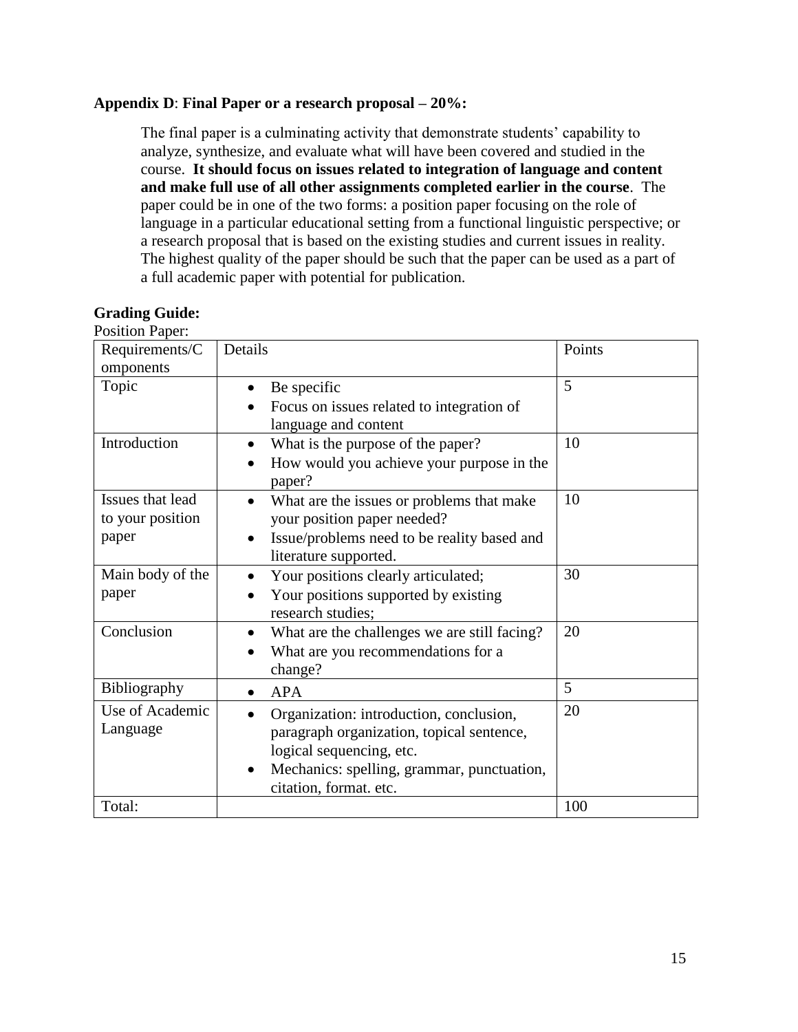**Appendix D**: **Final Paper or a research proposal – 20%:**

The final paper is a culminating activity that demonstrate students' capability to analyze, synthesize, and evaluate what will have been covered and studied in the course. **It should focus on issues related to integration of language and content and make full use of all other assignments completed earlier in the course**. The paper could be in one of the two forms: a position paper focusing on the role of language in a particular educational setting from a functional linguistic perspective; or a research proposal that is based on the existing studies and current issues in reality. The highest quality of the paper should be such that the paper can be used as a part of a full academic paper with potential for publication.

**Grading Guide:**

Position Paper:

| Requirements/Components | Details | Points |
|---|---|---|
| Topic | • Be specific<br>• Focus on issues related to integration of language and content | 5 |
| Introduction | • What is the purpose of the paper?<br>• How would you achieve your purpose in the paper? | 10 |
| Issues that lead to your position paper | • What are the issues or problems that make your position paper needed?<br>• Issue/problems need to be reality based and literature supported. | 10 |
| Main body of the paper | • Your positions clearly articulated;<br>• Your positions supported by existing research studies; | 30 |
| Conclusion | • What are the challenges we are still facing?<br>• What are you recommendations for a change? | 20 |
| Bibliography | • APA | 5 |
| Use of Academic Language | • Organization: introduction, conclusion, paragraph organization, topical sentence, logical sequencing, etc.<br>• Mechanics: spelling, grammar, punctuation, citation, format. etc. | 20 |
| Total: | | 100 |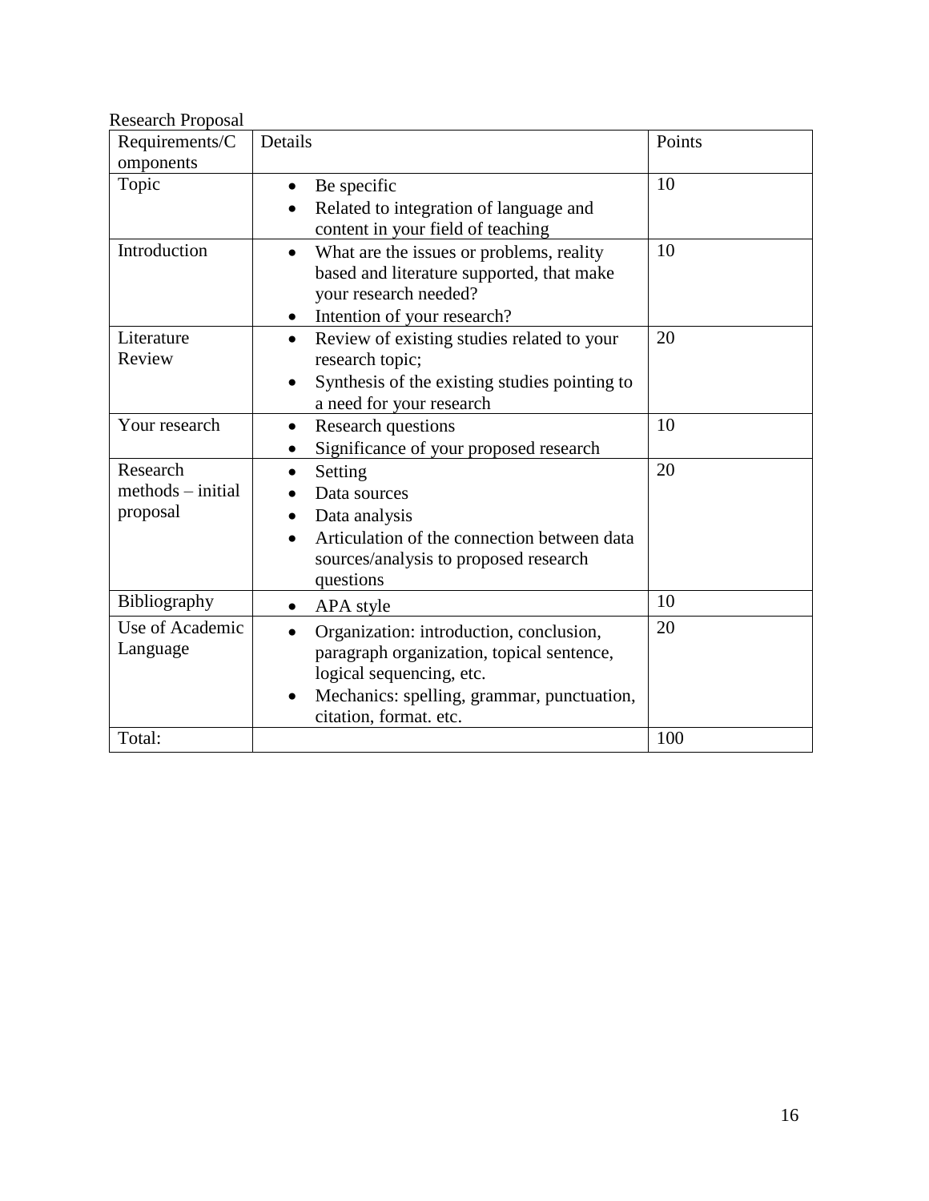Research Proposal

| Requirements/Components | Details | Points |
|---|---|---|
| Topic | • Be specific<br>• Related to integration of language and content in your field of teaching | 10 |
| Introduction | • What are the issues or problems, reality based and literature supported, that make your research needed?<br>• Intention of your research? | 10 |
| Literature Review | • Review of existing studies related to your research topic;<br>• Synthesis of the existing studies pointing to a need for your research | 20 |
| Your research | • Research questions<br>• Significance of your proposed research | 10 |
| Research methods – initial proposal | • Setting<br>• Data sources<br>• Data analysis<br>• Articulation of the connection between data sources/analysis to proposed research questions | 20 |
| Bibliography | • APA style | 10 |
| Use of Academic Language | • Organization: introduction, conclusion, paragraph organization, topical sentence, logical sequencing, etc.<br>• Mechanics: spelling, grammar, punctuation, citation, format. etc. | 20 |
| Total: | | 100 |